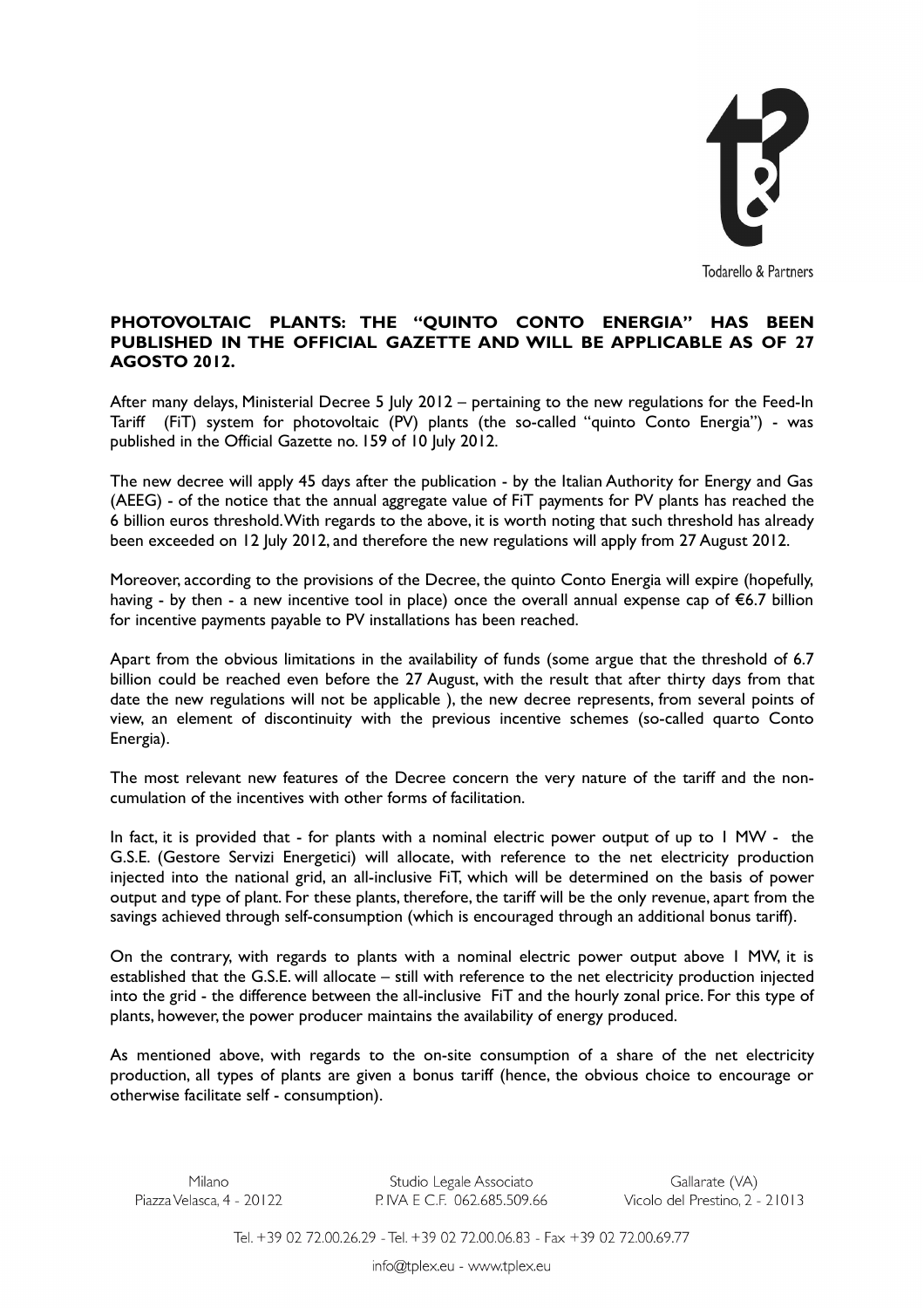Todarello & Partners

**PHOTOVOLTAIC PLANTS: THE "QUINTO CONTO ENERGIA" HAS BEEN PUBLISHED IN THE OFFICIAL GAZETTE AND WILL BE APPLICABLE AS OF 27 AGOSTO 2012.**

After many delays, Ministerial Decree 5 July 2012 – pertaining to the new regulations for the Feed-In Tariff (FiT) system for photovoltaic (PV) plants (the so-called "quinto Conto Energia") - was published in the Official Gazette no. 159 of 10 July 2012.

The new decree will apply 45 days after the publication - by the Italian Authority for Energy and Gas (AEEG) - of the notice that the annual aggregate value of FiT payments for PV plants has reached the 6 billion euros threshold. With regards to the above, it is worth noting that such threshold has already been exceeded on 12 July 2012, and therefore the new regulations will apply from 27 August 2012.

Moreover, according to the provisions of the Decree, the quinto Conto Energia will expire (hopefully, having - by then - a new incentive tool in place) once the overall annual expense cap of €6.7 billion for incentive payments payable to PV installations has been reached.

Apart from the obvious limitations in the availability of funds (some argue that the threshold of 6.7 billion could be reached even before the 27 August, with the result that after thirty days from that date the new regulations will not be applicable ), the new decree represents, from several points of view, an element of discontinuity with the previous incentive schemes (so-called quarto Conto Energia).

The most relevant new features of the Decree concern the very nature of the tariff and the non-cumulation of the incentives with other forms of facilitation.

In fact, it is provided that - for plants with a nominal electric power output of up to 1 MW - the G.S.E. (Gestore Servizi Energetici) will allocate, with reference to the net electricity production injected into the national grid, an all-inclusive FiT, which will be determined on the basis of power output and type of plant. For these plants, therefore, the tariff will be the only revenue, apart from the savings achieved through self-consumption (which is encouraged through an additional bonus tariff).

On the contrary, with regards to plants with a nominal electric power output above 1 MW, it is established that the G.S.E. will allocate – still with reference to the net electricity production injected into the grid - the difference between the all-inclusive FiT and the hourly zonal price. For this type of plants, however, the power producer maintains the availability of energy produced.

As mentioned above, with regards to the on-site consumption of a share of the net electricity production, all types of plants are given a bonus tariff (hence, the obvious choice to encourage or otherwise facilitate self - consumption).

Milano
Piazza Velasca, 4 - 20122

Studio Legale Associato
P. IVA E C.F. 062.685.509.66

Gallarate (VA)
Vicolo del Prestino, 2 - 21013

Tel. +39 02 72.00.26.29 - Tel. +39 02 72.00.06.83 - Fax +39 02 72.00.69.77

info@tplex.eu - www.tplex.eu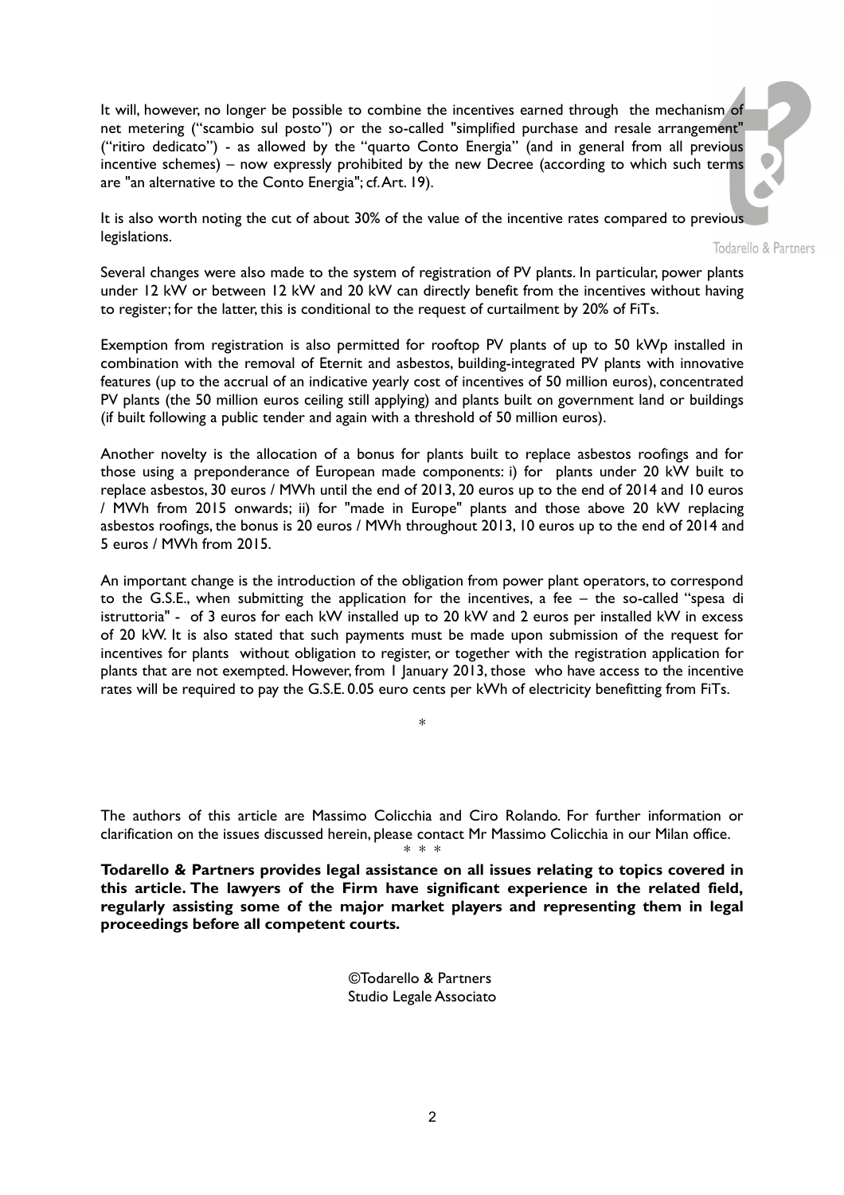It will, however, no longer be possible to combine the incentives earned through the mechanism of net metering ("scambio sul posto") or the so-called "simplified purchase and resale arrangement" ("ritiro dedicato") - as allowed by the "quarto Conto Energia" (and in general from all previous incentive schemes) – now expressly prohibited by the new Decree (according to which such terms are "an alternative to the Conto Energia"; cf. Art. 19).

It is also worth noting the cut of about 30% of the value of the incentive rates compared to previous legislations.

Several changes were also made to the system of registration of PV plants. In particular, power plants under 12 kW or between 12 kW and 20 kW can directly benefit from the incentives without having to register; for the latter, this is conditional to the request of curtailment by 20% of FiTs.

Exemption from registration is also permitted for rooftop PV plants of up to 50 kWp installed in combination with the removal of Eternit and asbestos, building-integrated PV plants with innovative features (up to the accrual of an indicative yearly cost of incentives of 50 million euros), concentrated PV plants (the 50 million euros ceiling still applying) and plants built on government land or buildings (if built following a public tender and again with a threshold of 50 million euros).

Another novelty is the allocation of a bonus for plants built to replace asbestos roofings and for those using a preponderance of European made components: i) for plants under 20 kW built to replace asbestos, 30 euros / MWh until the end of 2013, 20 euros up to the end of 2014 and 10 euros / MWh from 2015 onwards; ii) for "made in Europe" plants and those above 20 kW replacing asbestos roofings, the bonus is 20 euros / MWh throughout 2013, 10 euros up to the end of 2014 and 5 euros / MWh from 2015.

An important change is the introduction of the obligation from power plant operators, to correspond to the G.S.E., when submitting the application for the incentives, a fee – the so-called "spesa di istruttoria" - of 3 euros for each kW installed up to 20 kW and 2 euros per installed kW in excess of 20 kW. It is also stated that such payments must be made upon submission of the request for incentives for plants without obligation to register, or together with the registration application for plants that are not exempted. However, from 1 January 2013, those who have access to the incentive rates will be required to pay the G.S.E. 0.05 euro cents per kWh of electricity benefitting from FiTs.

*

The authors of this article are Massimo Colicchia and Ciro Rolando. For further information or clarification on the issues discussed herein, please contact Mr Massimo Colicchia in our Milan office.

* * *

**Todarello & Partners provides legal assistance on all issues relating to topics covered in this article. The lawyers of the Firm have significant experience in the related field, regularly assisting some of the major market players and representing them in legal proceedings before all competent courts.**

©Todarello & Partners
Studio Legale Associato